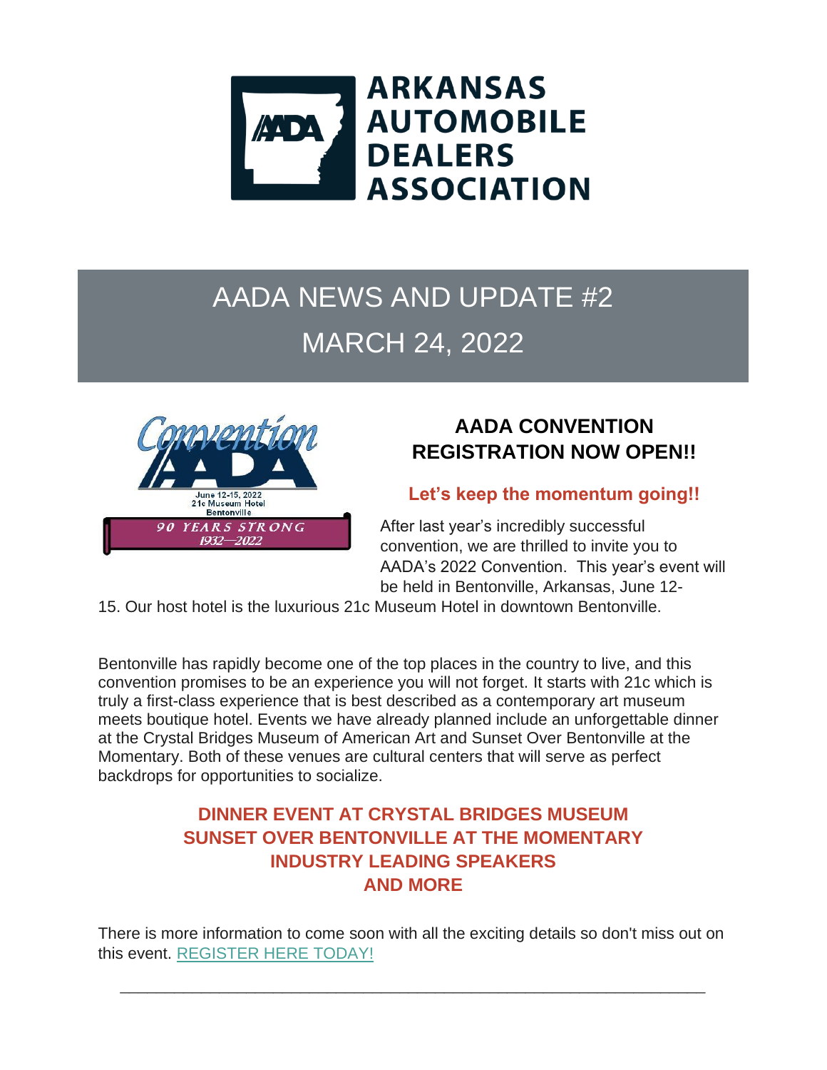# ARKANSAS AUTOMOBILE DEALERS ASSOCIATION

## AADA NEWS AND UPDATE #2

## MARCH 24, 2022

Convention AADA
June 12-15, 2022
21c Museum Hotel
Bentonville
90 YEARS STRONG
1932—2022

### AADA CONVENTION REGISTRATION NOW OPEN!!

**Let's keep the momentum going!!**

After last year's incredibly successful convention, we are thrilled to invite you to AADA's 2022 Convention. This year's event will be held in Bentonville, Arkansas, June 12-15. Our host hotel is the luxurious 21c Museum Hotel in downtown Bentonville.

Bentonville has rapidly become one of the top places in the country to live, and this convention promises to be an experience you will not forget. It starts with 21c which is truly a first-class experience that is best described as a contemporary art museum meets boutique hotel. Events we have already planned include an unforgettable dinner at the Crystal Bridges Museum of American Art and Sunset Over Bentonville at the Momentary. Both of these venues are cultural centers that will serve as perfect backdrops for opportunities to socialize.

**DINNER EVENT AT CRYSTAL BRIDGES MUSEUM**
**SUNSET OVER BENTONVILLE AT THE MOMENTARY**
**INDUSTRY LEADING SPEAKERS**
**AND MORE**

There is more information to come soon with all the exciting details so don't miss out on this event. REGISTER HERE TODAY!

---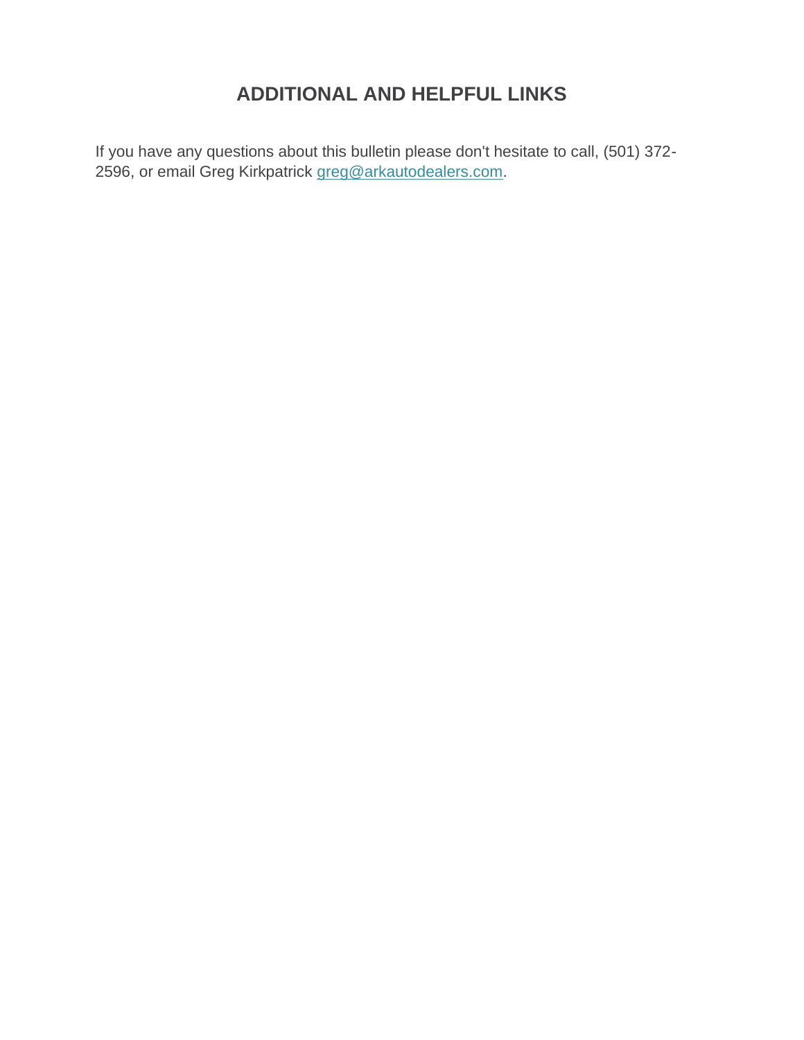## ADDITIONAL AND HELPFUL LINKS

If you have any questions about this bulletin please don't hesitate to call, (501) 372-2596, or email Greg Kirkpatrick greg@arkautodealers.com.